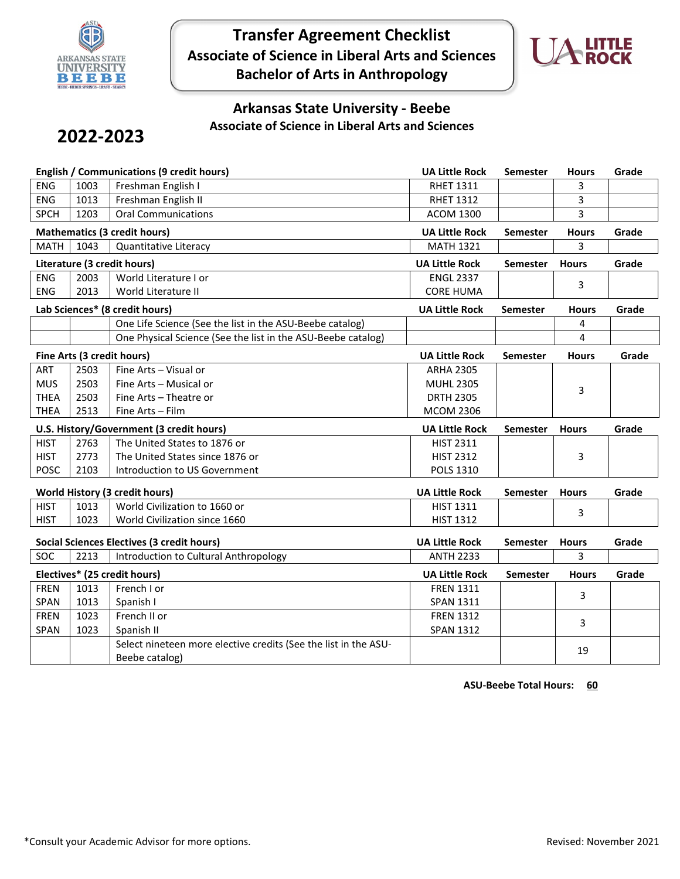# Transfer Agreement Checklist
## Associate of Science in Liberal Arts and Sciences
## Bachelor of Arts in Anthropology

### Arkansas State University - Beebe
**Associate of Science in Liberal Arts and Sciences**

## 2022-2023

| English / Communications (9 credit hours) | | | UA Little Rock | Semester | Hours | Grade |
|---|---|---|---|---|---|---|
| ENG | 1003 | Freshman English I | RHET 1311 | | 3 | |
| ENG | 1013 | Freshman English II | RHET 1312 | | 3 | |
| SPCH | 1203 | Oral Communications | ACOM 1300 | | 3 | |

| Mathematics (3 credit hours) | | | UA Little Rock | Semester | Hours | Grade |
|---|---|---|---|---|---|---|
| MATH | 1043 | Quantitative Literacy | MATH 1321 | | 3 | |

| Literature (3 credit hours) | | | UA Little Rock | Semester | Hours | Grade |
|---|---|---|---|---|---|---|
| ENG | 2003 | World Literature I or | ENGL 2337 | | 3 | |
| ENG | 2013 | World Literature II | CORE HUMA | | | |

| Lab Sciences* (8 credit hours) | | | UA Little Rock | Semester | Hours | Grade |
|---|---|---|---|---|---|---|
| | | One Life Science (See the list in the ASU-Beebe catalog) | | | 4 | |
| | | One Physical Science (See the list in the ASU-Beebe catalog) | | | 4 | |

| Fine Arts (3 credit hours) | | | UA Little Rock | Semester | Hours | Grade |
|---|---|---|---|---|---|---|
| ART | 2503 | Fine Arts – Visual or | ARHA 2305 | | 3 | |
| MUS | 2503 | Fine Arts – Musical or | MUHL 2305 | | | |
| THEA | 2503 | Fine Arts – Theatre or | DRTH 2305 | | | |
| THEA | 2513 | Fine Arts – Film | MCOM 2306 | | | |

| U.S. History/Government (3 credit hours) | | | UA Little Rock | Semester | Hours | Grade |
|---|---|---|---|---|---|---|
| HIST | 2763 | The United States to 1876 or | HIST 2311 | | 3 | |
| HIST | 2773 | The United States since 1876 or | HIST 2312 | | | |
| POSC | 2103 | Introduction to US Government | POLS 1310 | | | |

| World History (3 credit hours) | | | UA Little Rock | Semester | Hours | Grade |
|---|---|---|---|---|---|---|
| HIST | 1013 | World Civilization to 1660 or | HIST 1311 | | 3 | |
| HIST | 1023 | World Civilization since 1660 | HIST 1312 | | | |

| Social Sciences Electives (3 credit hours) | | | UA Little Rock | Semester | Hours | Grade |
|---|---|---|---|---|---|---|
| SOC | 2213 | Introduction to Cultural Anthropology | ANTH 2233 | | 3 | |

| Electives* (25 credit hours) | | | UA Little Rock | Semester | Hours | Grade |
|---|---|---|---|---|---|---|
| FREN | 1013 | French I or | FREN 1311 | | 3 | |
| SPAN | 1013 | Spanish I | SPAN 1311 | | | |
| FREN | 1023 | French II or | FREN 1312 | | 3 | |
| SPAN | 1023 | Spanish II | SPAN 1312 | | | |
| | | Select nineteen more elective credits (See the list in the ASU-Beebe catalog) | | | 19 | |

**ASU-Beebe Total Hours: 60**

*Consult your Academic Advisor for more options.

Revised: November 2021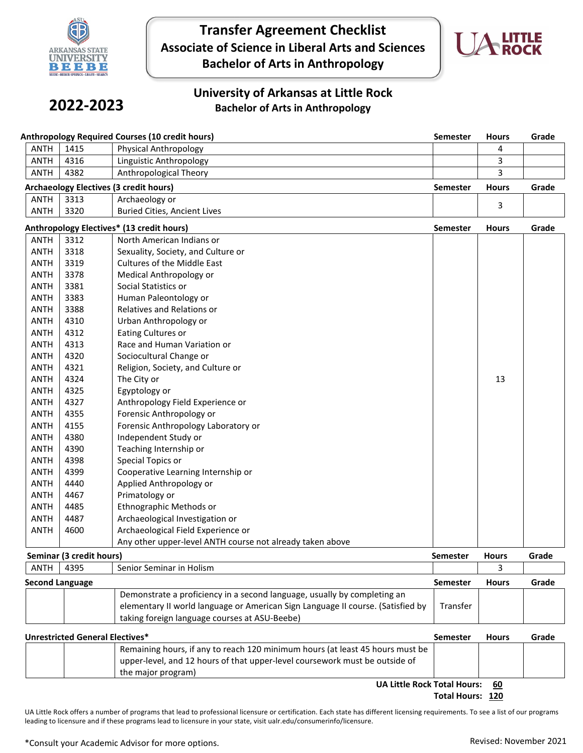# Transfer Agreement Checklist
## Associate of Science in Liberal Arts and Sciences
## Bachelor of Arts in Anthropology

**2022-2023**

## University of Arkansas at Little Rock
### Bachelor of Arts in Anthropology

**Anthropology Required Courses (10 credit hours)**

| | | | Semester | Hours | Grade |
|---|---|---|---|---|---|
| ANTH | 1415 | Physical Anthropology | | 4 | |
| ANTH | 4316 | Linguistic Anthropology | | 3 | |
| ANTH | 4382 | Anthropological Theory | | 3 | |

**Archaeology Electives (3 credit hours)**

| | | | Semester | Hours | Grade |
|---|---|---|---|---|---|
| ANTH | 3313 | Archaeology or | | 3 | |
| ANTH | 3320 | Buried Cities, Ancient Lives | | | |

**Anthropology Electives* (13 credit hours)**

| | | | Semester | Hours | Grade |
|---|---|---|---|---|---|
| ANTH | 3312 | North American Indians or | | 13 | |
| ANTH | 3318 | Sexuality, Society, and Culture or | | | |
| ANTH | 3319 | Cultures of the Middle East | | | |
| ANTH | 3378 | Medical Anthropology or | | | |
| ANTH | 3381 | Social Statistics or | | | |
| ANTH | 3383 | Human Paleontology or | | | |
| ANTH | 3388 | Relatives and Relations or | | | |
| ANTH | 4310 | Urban Anthropology or | | | |
| ANTH | 4312 | Eating Cultures or | | | |
| ANTH | 4313 | Race and Human Variation or | | | |
| ANTH | 4320 | Sociocultural Change or | | | |
| ANTH | 4321 | Religion, Society, and Culture or | | | |
| ANTH | 4324 | The City or | | | |
| ANTH | 4325 | Egyptology or | | | |
| ANTH | 4327 | Anthropology Field Experience or | | | |
| ANTH | 4355 | Forensic Anthropology or | | | |
| ANTH | 4155 | Forensic Anthropology Laboratory or | | | |
| ANTH | 4380 | Independent Study or | | | |
| ANTH | 4390 | Teaching Internship or | | | |
| ANTH | 4398 | Special Topics or | | | |
| ANTH | 4399 | Cooperative Learning Internship or | | | |
| ANTH | 4440 | Applied Anthropology or | | | |
| ANTH | 4467 | Primatology or | | | |
| ANTH | 4485 | Ethnographic Methods or | | | |
| ANTH | 4487 | Archaeological Investigation or | | | |
| ANTH | 4600 | Archaeological Field Experience or | | | |
| | | Any other upper-level ANTH course not already taken above | | | |

**Seminar (3 credit hours)**

| | | | Semester | Hours | Grade |
|---|---|---|---|---|---|
| ANTH | 4395 | Senior Seminar in Holism | | 3 | |

**Second Language**

| | | | Semester | Hours | Grade |
|---|---|---|---|---|---|
| | | Demonstrate a proficiency in a second language, usually by completing an elementary II world language or American Sign Language II course. (Satisfied by taking foreign language courses at ASU-Beebe) | Transfer | | |

**Unrestricted General Electives***

| | | | Semester | Hours | Grade |
|---|---|---|---|---|---|
| | | Remaining hours, if any to reach 120 minimum hours (at least 45 hours must be upper-level, and 12 hours of that upper-level coursework must be outside of the major program) | | | |

**UA Little Rock Total Hours: 60**

**Total Hours: 120**

UA Little Rock offers a number of programs that lead to professional licensure or certification. Each state has different licensing requirements. To see a list of our programs leading to licensure and if these programs lead to licensure in your state, visit ualr.edu/consumerinfo/licensure.

*Consult your Academic Advisor for more options.

Revised: November 2021